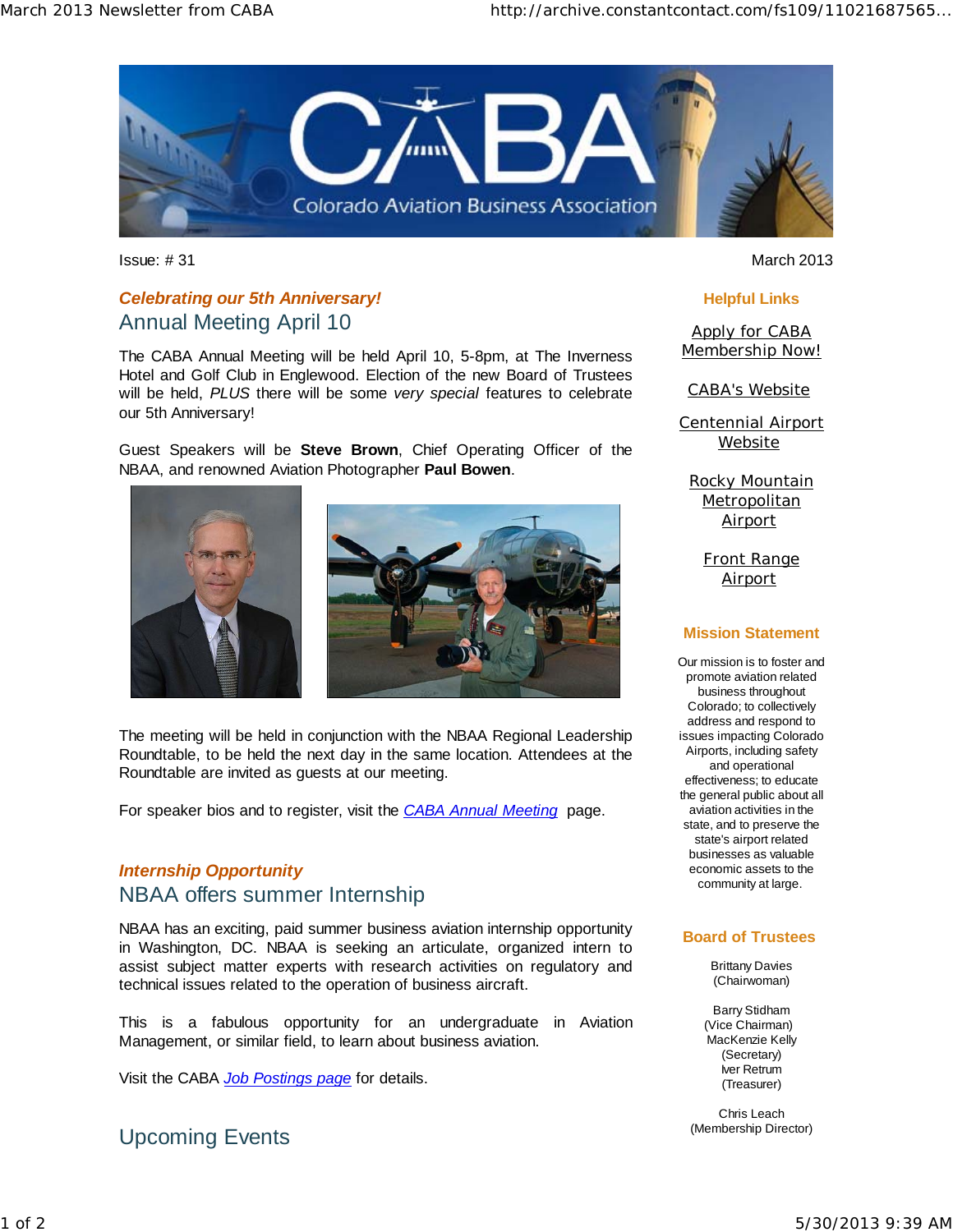# CABA
Colorado Aviation Business Association

Issue: # 31

March 2013

***Celebrating our 5th Anniversary!***

## Annual Meeting April 10

The CABA Annual Meeting will be held April 10, 5-8pm, at The Inverness Hotel and Golf Club in Englewood. Election of the new Board of Trustees will be held, *PLUS* there will be some *very special* features to celebrate our 5th Anniversary!

Guest Speakers will be **Steve Brown**, Chief Operating Officer of the NBAA, and renowned Aviation Photographer **Paul Bowen**.

The meeting will be held in conjunction with the NBAA Regional Leadership Roundtable, to be held the next day in the same location. Attendees at the Roundtable are invited as guests at our meeting.

For speaker bios and to register, visit the *CABA Annual Meeting* page.

***Internship Opportunity***

## NBAA offers summer Internship

NBAA has an exciting, paid summer business aviation internship opportunity in Washington, DC. NBAA is seeking an articulate, organized intern to assist subject matter experts with research activities on regulatory and technical issues related to the operation of business aircraft.

This is a fabulous opportunity for an undergraduate in Aviation Management, or similar field, to learn about business aviation.

Visit the CABA *Job Postings page* for details.

## Upcoming Events

### Helpful Links

Apply for CABA Membership Now!

CABA's Website

Centennial Airport Website

Rocky Mountain Metropolitan Airport

Front Range Airport

### Mission Statement

Our mission is to foster and promote aviation related business throughout Colorado; to collectively address and respond to issues impacting Colorado Airports, including safety and operational effectiveness; to educate the general public about all aviation activities in the state, and to preserve the state's airport related businesses as valuable economic assets to the community at large.

### Board of Trustees

Brittany Davies
(Chairwoman)

Barry Stidham
(Vice Chairman)
MacKenzie Kelly
(Secretary)
Iver Retrum
(Treasurer)

Chris Leach
(Membership Director)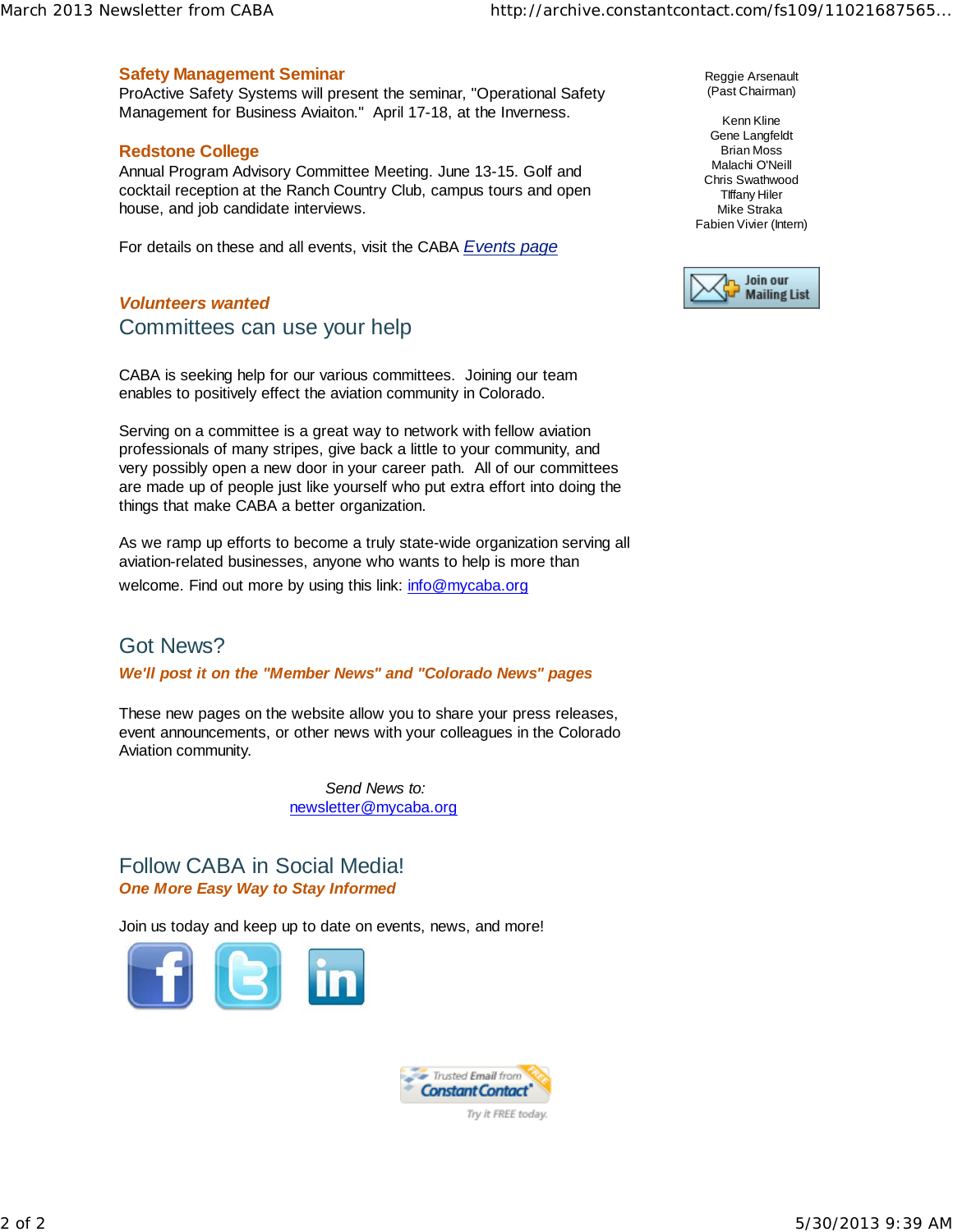### Safety Management Seminar

ProActive Safety Systems will present the seminar, "Operational Safety Management for Business Aviaiton." April 17-18, at the Inverness.

### Redstone College

Annual Program Advisory Committee Meeting. June 13-15. Golf and cocktail reception at the Ranch Country Club, campus tours and open house, and job candidate interviews.

For details on these and all events, visit the CABA *Events page*

***Volunteers wanted***

## Committees can use your help

CABA is seeking help for our various committees. Joining our team enables to positively effect the aviation community in Colorado.

Serving on a committee is a great way to network with fellow aviation professionals of many stripes, give back a little to your community, and very possibly open a new door in your career path. All of our committees are made up of people just like yourself who put extra effort into doing the things that make CABA a better organization.

As we ramp up efforts to become a truly state-wide organization serving all aviation-related businesses, anyone who wants to help is more than welcome. Find out more by using this link: info@mycaba.org

## Got News?

***We'll post it on the "Member News" and "Colorado News" pages***

These new pages on the website allow you to share your press releases, event announcements, or other news with your colleagues in the Colorado Aviation community.

*Send News to:*
newsletter@mycaba.org

## Follow CABA in Social Media!

***One More Easy Way to Stay Informed***

Join us today and keep up to date on events, news, and more!

Reggie Arsenault
(Past Chairman)

Kenn Kline
Gene Langfeldt
Brian Moss
Malachi O'Neill
Chris Swathwood
TIffany Hiler
Mike Straka
Fabien Vivier (Intern)

Join our Mailing List

Trusted Email from Constant Contact
Try it FREE today.